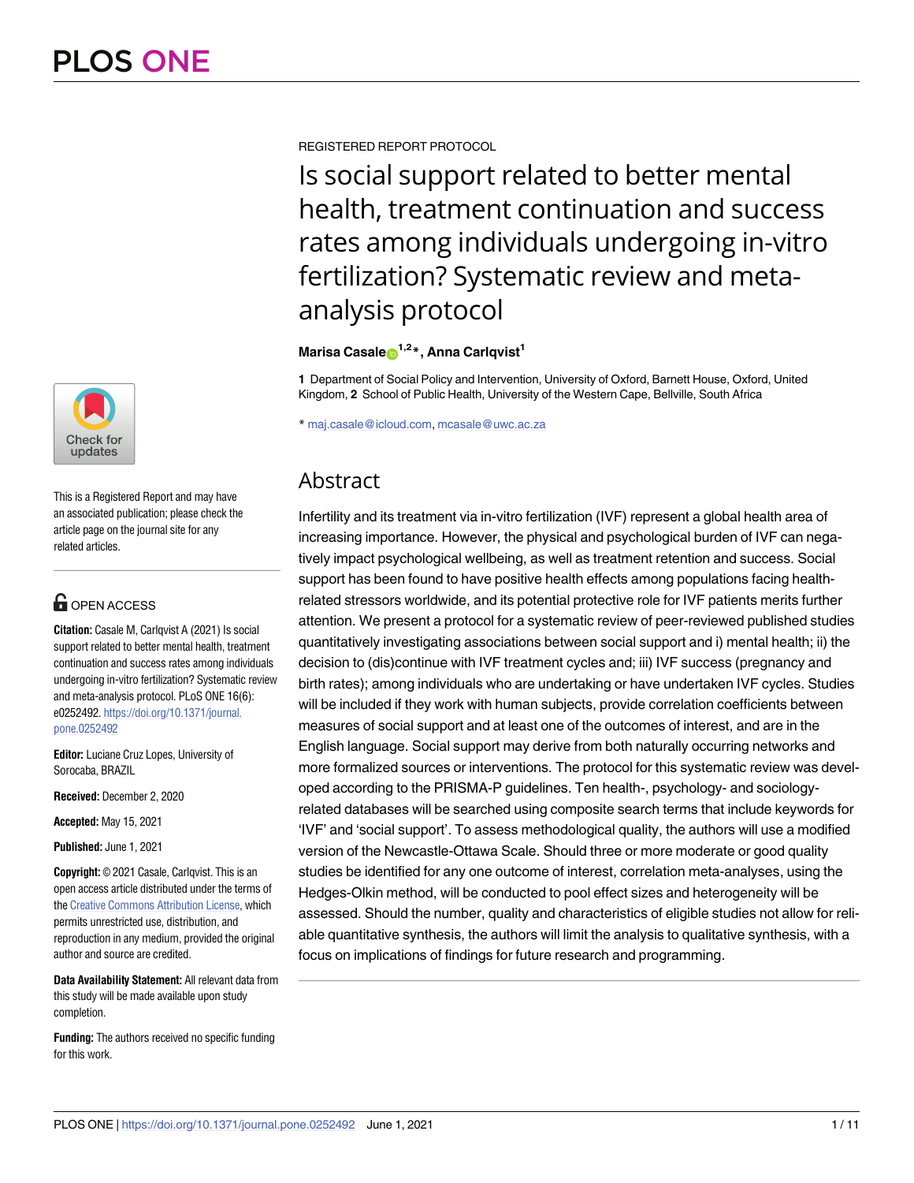REGISTERED REPORT PROTOCOL

# Is social support related to better mental health, treatment continuation and success rates among individuals undergoing in-vitro fertilization? Systematic review and meta-analysis protocol

**Marisa Casale**[1,2]*, **Anna Carlqvist**[1]

**1** Department of Social Policy and Intervention, University of Oxford, Barnett House, Oxford, United Kingdom, **2** School of Public Health, University of the Western Cape, Bellville, South Africa

* maj.casale@icloud.com, mcasale@uwc.ac.za

This is a Registered Report and may have an associated publication; please check the article page on the journal site for any related articles.

OPEN ACCESS

**Citation:** Casale M, Carlqvist A (2021) Is social support related to better mental health, treatment continuation and success rates among individuals undergoing in-vitro fertilization? Systematic review and meta-analysis protocol. PLoS ONE 16(6): e0252492. https://doi.org/10.1371/journal.pone.0252492

**Editor:** Luciane Cruz Lopes, University of Sorocaba, BRAZIL

**Received:** December 2, 2020

**Accepted:** May 15, 2021

**Published:** June 1, 2021

**Copyright:** © 2021 Casale, Carlqvist. This is an open access article distributed under the terms of the Creative Commons Attribution License, which permits unrestricted use, distribution, and reproduction in any medium, provided the original author and source are credited.

**Data Availability Statement:** All relevant data from this study will be made available upon study completion.

**Funding:** The authors received no specific funding for this work.

## Abstract

Infertility and its treatment via in-vitro fertilization (IVF) represent a global health area of increasing importance. However, the physical and psychological burden of IVF can negatively impact psychological wellbeing, as well as treatment retention and success. Social support has been found to have positive health effects among populations facing health-related stressors worldwide, and its potential protective role for IVF patients merits further attention. We present a protocol for a systematic review of peer-reviewed published studies quantitatively investigating associations between social support and i) mental health; ii) the decision to (dis)continue with IVF treatment cycles and; iii) IVF success (pregnancy and birth rates); among individuals who are undertaking or have undertaken IVF cycles. Studies will be included if they work with human subjects, provide correlation coefficients between measures of social support and at least one of the outcomes of interest, and are in the English language. Social support may derive from both naturally occurring networks and more formalized sources or interventions. The protocol for this systematic review was developed according to the PRISMA-P guidelines. Ten health-, psychology- and sociology-related databases will be searched using composite search terms that include keywords for 'IVF' and 'social support'. To assess methodological quality, the authors will use a modified version of the Newcastle-Ottawa Scale. Should three or more moderate or good quality studies be identified for any one outcome of interest, correlation meta-analyses, using the Hedges-Olkin method, will be conducted to pool effect sizes and heterogeneity will be assessed. Should the number, quality and characteristics of eligible studies not allow for reliable quantitative synthesis, the authors will limit the analysis to qualitative synthesis, with a focus on implications of findings for future research and programming.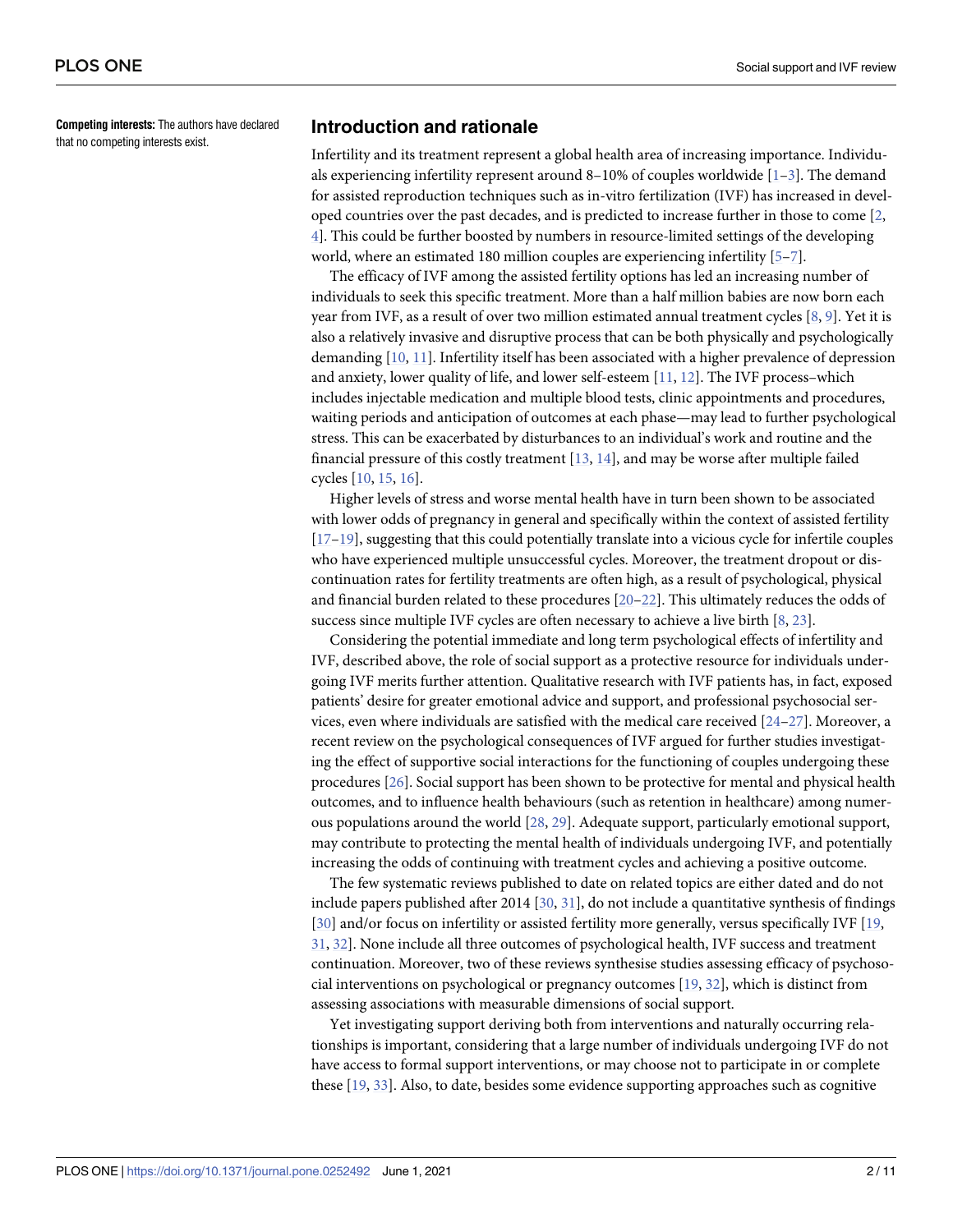**Competing interests:** The authors have declared that no competing interests exist.

## Introduction and rationale

Infertility and its treatment represent a global health area of increasing importance. Individuals experiencing infertility represent around 8–10% of couples worldwide [1–3]. The demand for assisted reproduction techniques such as in-vitro fertilization (IVF) has increased in developed countries over the past decades, and is predicted to increase further in those to come [2, 4]. This could be further boosted by numbers in resource-limited settings of the developing world, where an estimated 180 million couples are experiencing infertility [5–7].

The efficacy of IVF among the assisted fertility options has led an increasing number of individuals to seek this specific treatment. More than a half million babies are now born each year from IVF, as a result of over two million estimated annual treatment cycles [8, 9]. Yet it is also a relatively invasive and disruptive process that can be both physically and psychologically demanding [10, 11]. Infertility itself has been associated with a higher prevalence of depression and anxiety, lower quality of life, and lower self-esteem [11, 12]. The IVF process–which includes injectable medication and multiple blood tests, clinic appointments and procedures, waiting periods and anticipation of outcomes at each phase—may lead to further psychological stress. This can be exacerbated by disturbances to an individual's work and routine and the financial pressure of this costly treatment [13, 14], and may be worse after multiple failed cycles [10, 15, 16].

Higher levels of stress and worse mental health have in turn been shown to be associated with lower odds of pregnancy in general and specifically within the context of assisted fertility [17–19], suggesting that this could potentially translate into a vicious cycle for infertile couples who have experienced multiple unsuccessful cycles. Moreover, the treatment dropout or discontinuation rates for fertility treatments are often high, as a result of psychological, physical and financial burden related to these procedures [20–22]. This ultimately reduces the odds of success since multiple IVF cycles are often necessary to achieve a live birth [8, 23].

Considering the potential immediate and long term psychological effects of infertility and IVF, described above, the role of social support as a protective resource for individuals undergoing IVF merits further attention. Qualitative research with IVF patients has, in fact, exposed patients' desire for greater emotional advice and support, and professional psychosocial services, even where individuals are satisfied with the medical care received [24–27]. Moreover, a recent review on the psychological consequences of IVF argued for further studies investigating the effect of supportive social interactions for the functioning of couples undergoing these procedures [26]. Social support has been shown to be protective for mental and physical health outcomes, and to influence health behaviours (such as retention in healthcare) among numerous populations around the world [28, 29]. Adequate support, particularly emotional support, may contribute to protecting the mental health of individuals undergoing IVF, and potentially increasing the odds of continuing with treatment cycles and achieving a positive outcome.

The few systematic reviews published to date on related topics are either dated and do not include papers published after 2014 [30, 31], do not include a quantitative synthesis of findings [30] and/or focus on infertility or assisted fertility more generally, versus specifically IVF [19, 31, 32]. None include all three outcomes of psychological health, IVF success and treatment continuation. Moreover, two of these reviews synthesise studies assessing efficacy of psychosocial interventions on psychological or pregnancy outcomes [19, 32], which is distinct from assessing associations with measurable dimensions of social support.

Yet investigating support deriving both from interventions and naturally occurring relationships is important, considering that a large number of individuals undergoing IVF do not have access to formal support interventions, or may choose not to participate in or complete these [19, 33]. Also, to date, besides some evidence supporting approaches such as cognitive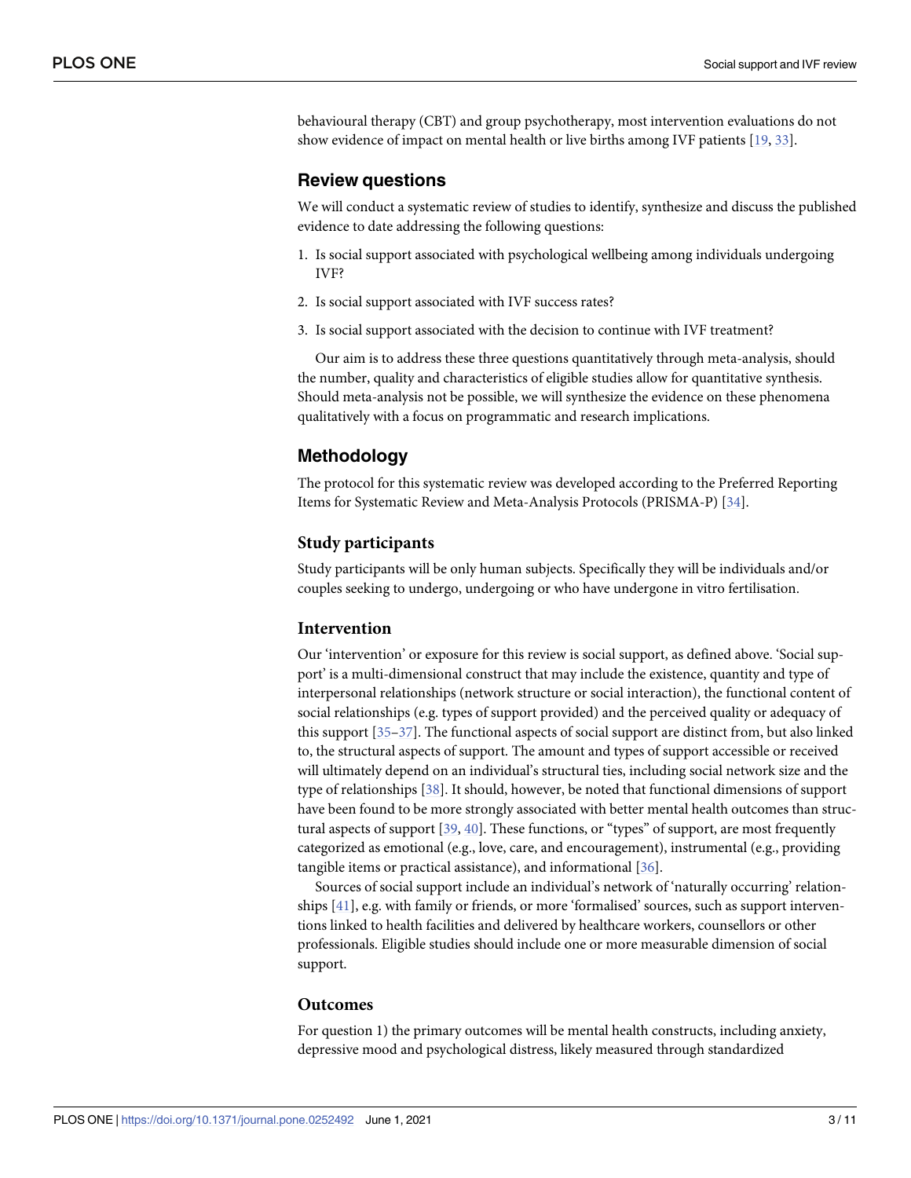behavioural therapy (CBT) and group psychotherapy, most intervention evaluations do not show evidence of impact on mental health or live births among IVF patients [19, 33].

## Review questions

We will conduct a systematic review of studies to identify, synthesize and discuss the published evidence to date addressing the following questions:

1. Is social support associated with psychological wellbeing among individuals undergoing IVF?
2. Is social support associated with IVF success rates?
3. Is social support associated with the decision to continue with IVF treatment?

Our aim is to address these three questions quantitatively through meta-analysis, should the number, quality and characteristics of eligible studies allow for quantitative synthesis. Should meta-analysis not be possible, we will synthesize the evidence on these phenomena qualitatively with a focus on programmatic and research implications.

## Methodology

The protocol for this systematic review was developed according to the Preferred Reporting Items for Systematic Review and Meta-Analysis Protocols (PRISMA-P) [34].

### Study participants

Study participants will be only human subjects. Specifically they will be individuals and/or couples seeking to undergo, undergoing or who have undergone in vitro fertilisation.

### Intervention

Our 'intervention' or exposure for this review is social support, as defined above. 'Social support' is a multi-dimensional construct that may include the existence, quantity and type of interpersonal relationships (network structure or social interaction), the functional content of social relationships (e.g. types of support provided) and the perceived quality or adequacy of this support [35–37]. The functional aspects of social support are distinct from, but also linked to, the structural aspects of support. The amount and types of support accessible or received will ultimately depend on an individual's structural ties, including social network size and the type of relationships [38]. It should, however, be noted that functional dimensions of support have been found to be more strongly associated with better mental health outcomes than structural aspects of support [39, 40]. These functions, or "types" of support, are most frequently categorized as emotional (e.g., love, care, and encouragement), instrumental (e.g., providing tangible items or practical assistance), and informational [36].

Sources of social support include an individual's network of 'naturally occurring' relationships [41], e.g. with family or friends, or more 'formalised' sources, such as support interventions linked to health facilities and delivered by healthcare workers, counsellors or other professionals. Eligible studies should include one or more measurable dimension of social support.

### Outcomes

For question 1) the primary outcomes will be mental health constructs, including anxiety, depressive mood and psychological distress, likely measured through standardized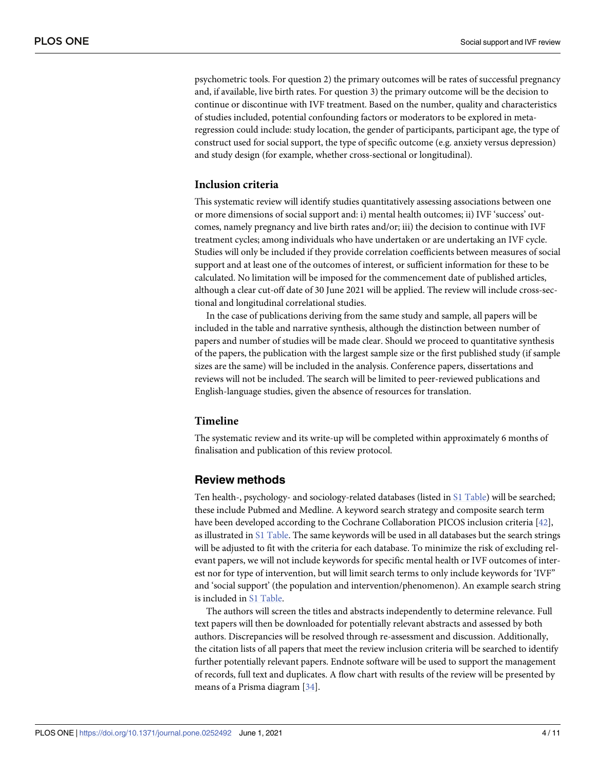psychometric tools. For question 2) the primary outcomes will be rates of successful pregnancy and, if available, live birth rates. For question 3) the primary outcome will be the decision to continue or discontinue with IVF treatment. Based on the number, quality and characteristics of studies included, potential confounding factors or moderators to be explored in meta-regression could include: study location, the gender of participants, participant age, the type of construct used for social support, the type of specific outcome (e.g. anxiety versus depression) and study design (for example, whether cross-sectional or longitudinal).

### Inclusion criteria

This systematic review will identify studies quantitatively assessing associations between one or more dimensions of social support and: i) mental health outcomes; ii) IVF 'success' outcomes, namely pregnancy and live birth rates and/or; iii) the decision to continue with IVF treatment cycles; among individuals who have undertaken or are undertaking an IVF cycle. Studies will only be included if they provide correlation coefficients between measures of social support and at least one of the outcomes of interest, or sufficient information for these to be calculated. No limitation will be imposed for the commencement date of published articles, although a clear cut-off date of 30 June 2021 will be applied. The review will include cross-sectional and longitudinal correlational studies.

In the case of publications deriving from the same study and sample, all papers will be included in the table and narrative synthesis, although the distinction between number of papers and number of studies will be made clear. Should we proceed to quantitative synthesis of the papers, the publication with the largest sample size or the first published study (if sample sizes are the same) will be included in the analysis. Conference papers, dissertations and reviews will not be included. The search will be limited to peer-reviewed publications and English-language studies, given the absence of resources for translation.

### Timeline

The systematic review and its write-up will be completed within approximately 6 months of finalisation and publication of this review protocol.

## Review methods

Ten health-, psychology- and sociology-related databases (listed in S1 Table) will be searched; these include Pubmed and Medline. A keyword search strategy and composite search term have been developed according to the Cochrane Collaboration PICOS inclusion criteria [42], as illustrated in S1 Table. The same keywords will be used in all databases but the search strings will be adjusted to fit with the criteria for each database. To minimize the risk of excluding relevant papers, we will not include keywords for specific mental health or IVF outcomes of interest nor for type of intervention, but will limit search terms to only include keywords for 'IVF" and 'social support' (the population and intervention/phenomenon). An example search string is included in S1 Table.

The authors will screen the titles and abstracts independently to determine relevance. Full text papers will then be downloaded for potentially relevant abstracts and assessed by both authors. Discrepancies will be resolved through re-assessment and discussion. Additionally, the citation lists of all papers that meet the review inclusion criteria will be searched to identify further potentially relevant papers. Endnote software will be used to support the management of records, full text and duplicates. A flow chart with results of the review will be presented by means of a Prisma diagram [34].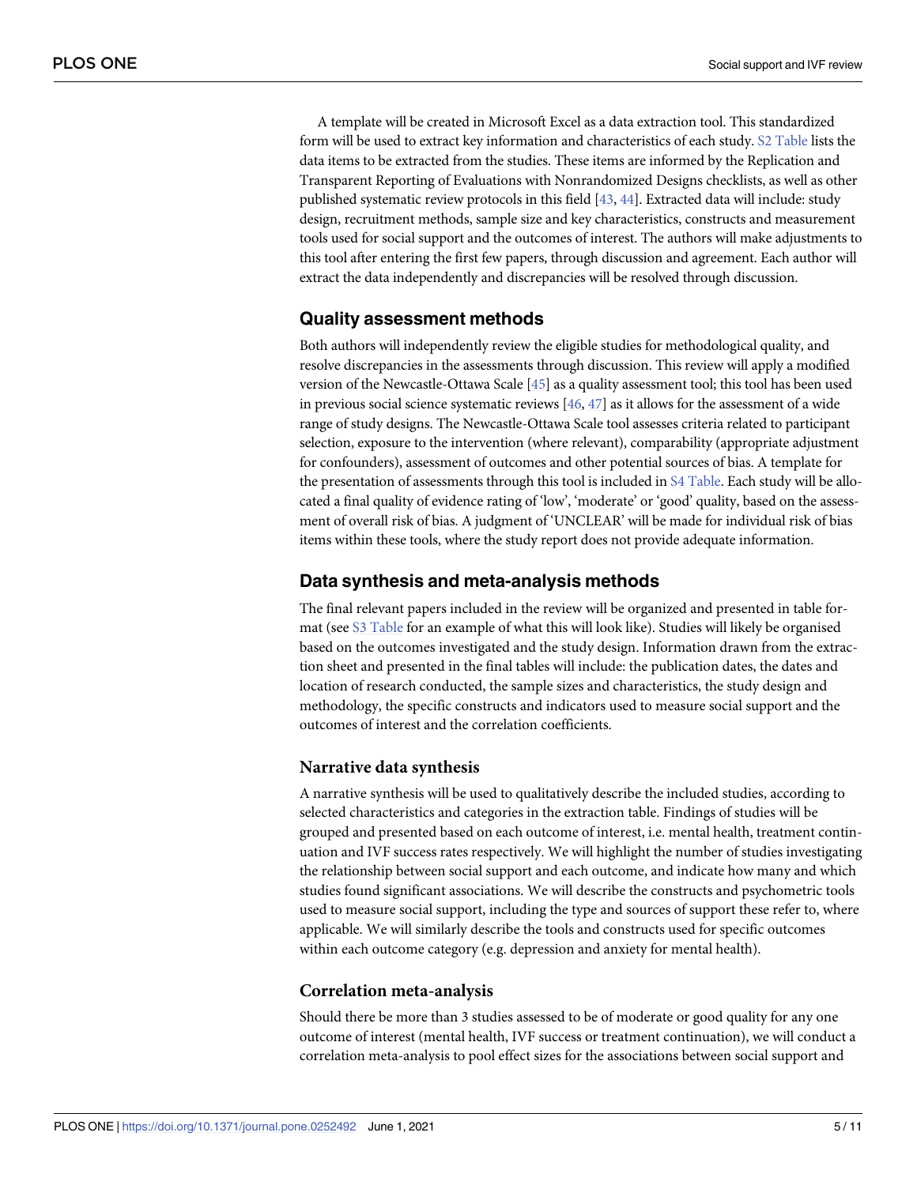A template will be created in Microsoft Excel as a data extraction tool. This standardized form will be used to extract key information and characteristics of each study. S2 Table lists the data items to be extracted from the studies. These items are informed by the Replication and Transparent Reporting of Evaluations with Nonrandomized Designs checklists, as well as other published systematic review protocols in this field [43, 44]. Extracted data will include: study design, recruitment methods, sample size and key characteristics, constructs and measurement tools used for social support and the outcomes of interest. The authors will make adjustments to this tool after entering the first few papers, through discussion and agreement. Each author will extract the data independently and discrepancies will be resolved through discussion.

## Quality assessment methods

Both authors will independently review the eligible studies for methodological quality, and resolve discrepancies in the assessments through discussion. This review will apply a modified version of the Newcastle-Ottawa Scale [45] as a quality assessment tool; this tool has been used in previous social science systematic reviews [46, 47] as it allows for the assessment of a wide range of study designs. The Newcastle-Ottawa Scale tool assesses criteria related to participant selection, exposure to the intervention (where relevant), comparability (appropriate adjustment for confounders), assessment of outcomes and other potential sources of bias. A template for the presentation of assessments through this tool is included in S4 Table. Each study will be allocated a final quality of evidence rating of 'low', 'moderate' or 'good' quality, based on the assessment of overall risk of bias. A judgment of 'UNCLEAR' will be made for individual risk of bias items within these tools, where the study report does not provide adequate information.

## Data synthesis and meta-analysis methods

The final relevant papers included in the review will be organized and presented in table format (see S3 Table for an example of what this will look like). Studies will likely be organised based on the outcomes investigated and the study design. Information drawn from the extraction sheet and presented in the final tables will include: the publication dates, the dates and location of research conducted, the sample sizes and characteristics, the study design and methodology, the specific constructs and indicators used to measure social support and the outcomes of interest and the correlation coefficients.

### Narrative data synthesis

A narrative synthesis will be used to qualitatively describe the included studies, according to selected characteristics and categories in the extraction table. Findings of studies will be grouped and presented based on each outcome of interest, i.e. mental health, treatment continuation and IVF success rates respectively. We will highlight the number of studies investigating the relationship between social support and each outcome, and indicate how many and which studies found significant associations. We will describe the constructs and psychometric tools used to measure social support, including the type and sources of support these refer to, where applicable. We will similarly describe the tools and constructs used for specific outcomes within each outcome category (e.g. depression and anxiety for mental health).

### Correlation meta-analysis

Should there be more than 3 studies assessed to be of moderate or good quality for any one outcome of interest (mental health, IVF success or treatment continuation), we will conduct a correlation meta-analysis to pool effect sizes for the associations between social support and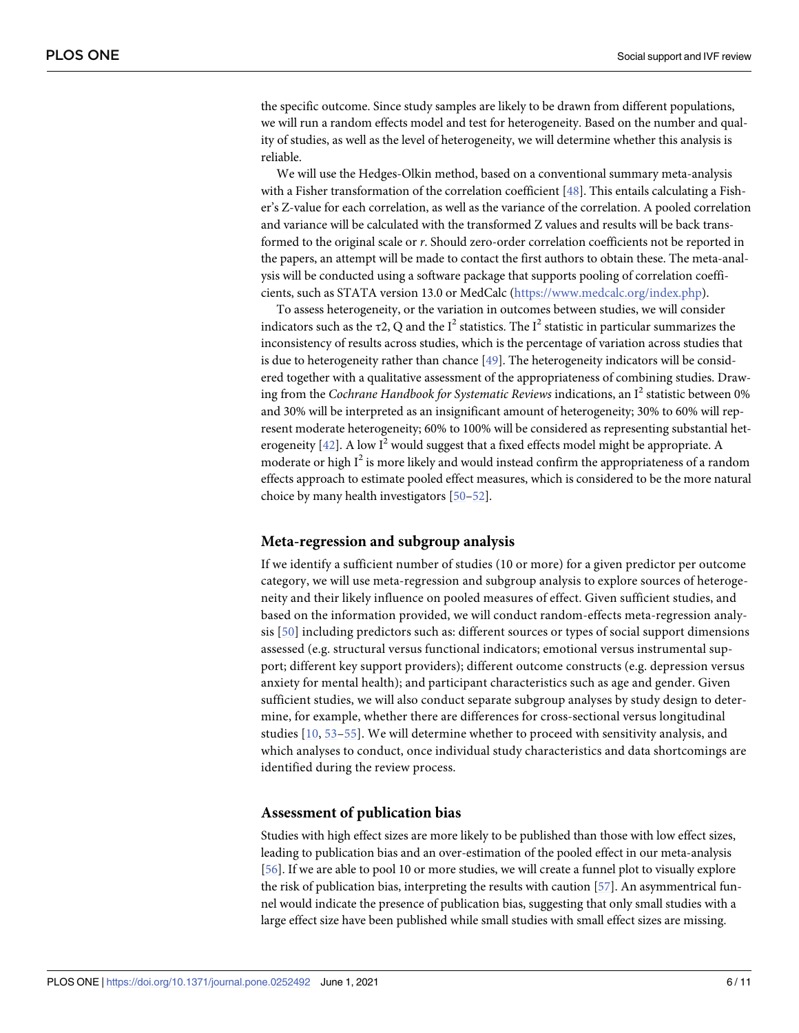the specific outcome. Since study samples are likely to be drawn from different populations, we will run a random effects model and test for heterogeneity. Based on the number and quality of studies, as well as the level of heterogeneity, we will determine whether this analysis is reliable.

We will use the Hedges-Olkin method, based on a conventional summary meta-analysis with a Fisher transformation of the correlation coefficient [48]. This entails calculating a Fisher's Z-value for each correlation, as well as the variance of the correlation. A pooled correlation and variance will be calculated with the transformed Z values and results will be back transformed to the original scale or *r*. Should zero-order correlation coefficients not be reported in the papers, an attempt will be made to contact the first authors to obtain these. The meta-analysis will be conducted using a software package that supports pooling of correlation coefficients, such as STATA version 13.0 or MedCalc (https://www.medcalc.org/index.php).

To assess heterogeneity, or the variation in outcomes between studies, we will consider indicators such as the $\tau 2$, Q and the $I^2$ statistics. The $I^2$ statistic in particular summarizes the inconsistency of results across studies, which is the percentage of variation across studies that is due to heterogeneity rather than chance [49]. The heterogeneity indicators will be considered together with a qualitative assessment of the appropriateness of combining studies. Drawing from the *Cochrane Handbook for Systematic Reviews* indications, an $I^2$ statistic between 0% and 30% will be interpreted as an insignificant amount of heterogeneity; 30% to 60% will represent moderate heterogeneity; 60% to 100% will be considered as representing substantial heterogeneity [42]. A low $I^2$ would suggest that a fixed effects model might be appropriate. A moderate or high $I^2$ is more likely and would instead confirm the appropriateness of a random effects approach to estimate pooled effect measures, which is considered to be the more natural choice by many health investigators [50–52].

## Meta-regression and subgroup analysis

If we identify a sufficient number of studies (10 or more) for a given predictor per outcome category, we will use meta-regression and subgroup analysis to explore sources of heterogeneity and their likely influence on pooled measures of effect. Given sufficient studies, and based on the information provided, we will conduct random-effects meta-regression analysis [50] including predictors such as: different sources or types of social support dimensions assessed (e.g. structural versus functional indicators; emotional versus instrumental support; different key support providers); different outcome constructs (e.g. depression versus anxiety for mental health); and participant characteristics such as age and gender. Given sufficient studies, we will also conduct separate subgroup analyses by study design to determine, for example, whether there are differences for cross-sectional versus longitudinal studies [10, 53–55]. We will determine whether to proceed with sensitivity analysis, and which analyses to conduct, once individual study characteristics and data shortcomings are identified during the review process.

## Assessment of publication bias

Studies with high effect sizes are more likely to be published than those with low effect sizes, leading to publication bias and an over-estimation of the pooled effect in our meta-analysis [56]. If we are able to pool 10 or more studies, we will create a funnel plot to visually explore the risk of publication bias, interpreting the results with caution [57]. An asymmentrical funnel would indicate the presence of publication bias, suggesting that only small studies with a large effect size have been published while small studies with small effect sizes are missing.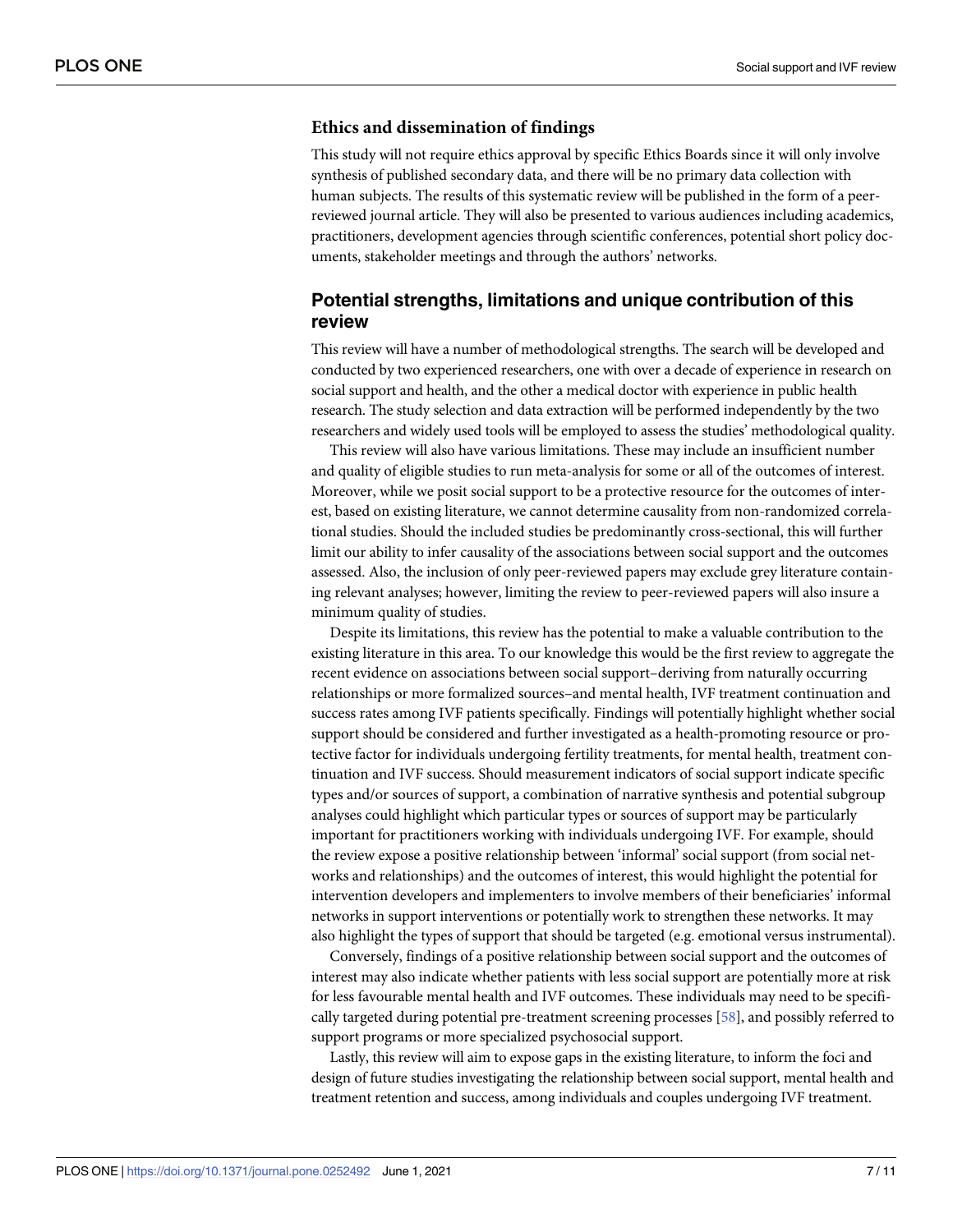### Ethics and dissemination of findings

This study will not require ethics approval by specific Ethics Boards since it will only involve synthesis of published secondary data, and there will be no primary data collection with human subjects. The results of this systematic review will be published in the form of a peer-reviewed journal article. They will also be presented to various audiences including academics, practitioners, development agencies through scientific conferences, potential short policy documents, stakeholder meetings and through the authors' networks.

## Potential strengths, limitations and unique contribution of this review

This review will have a number of methodological strengths. The search will be developed and conducted by two experienced researchers, one with over a decade of experience in research on social support and health, and the other a medical doctor with experience in public health research. The study selection and data extraction will be performed independently by the two researchers and widely used tools will be employed to assess the studies' methodological quality.

This review will also have various limitations. These may include an insufficient number and quality of eligible studies to run meta-analysis for some or all of the outcomes of interest. Moreover, while we posit social support to be a protective resource for the outcomes of interest, based on existing literature, we cannot determine causality from non-randomized correlational studies. Should the included studies be predominantly cross-sectional, this will further limit our ability to infer causality of the associations between social support and the outcomes assessed. Also, the inclusion of only peer-reviewed papers may exclude grey literature containing relevant analyses; however, limiting the review to peer-reviewed papers will also insure a minimum quality of studies.

Despite its limitations, this review has the potential to make a valuable contribution to the existing literature in this area. To our knowledge this would be the first review to aggregate the recent evidence on associations between social support–deriving from naturally occurring relationships or more formalized sources–and mental health, IVF treatment continuation and success rates among IVF patients specifically. Findings will potentially highlight whether social support should be considered and further investigated as a health-promoting resource or protective factor for individuals undergoing fertility treatments, for mental health, treatment continuation and IVF success. Should measurement indicators of social support indicate specific types and/or sources of support, a combination of narrative synthesis and potential subgroup analyses could highlight which particular types or sources of support may be particularly important for practitioners working with individuals undergoing IVF. For example, should the review expose a positive relationship between 'informal' social support (from social networks and relationships) and the outcomes of interest, this would highlight the potential for intervention developers and implementers to involve members of their beneficiaries' informal networks in support interventions or potentially work to strengthen these networks. It may also highlight the types of support that should be targeted (e.g. emotional versus instrumental).

Conversely, findings of a positive relationship between social support and the outcomes of interest may also indicate whether patients with less social support are potentially more at risk for less favourable mental health and IVF outcomes. These individuals may need to be specifically targeted during potential pre-treatment screening processes [58], and possibly referred to support programs or more specialized psychosocial support.

Lastly, this review will aim to expose gaps in the existing literature, to inform the foci and design of future studies investigating the relationship between social support, mental health and treatment retention and success, among individuals and couples undergoing IVF treatment.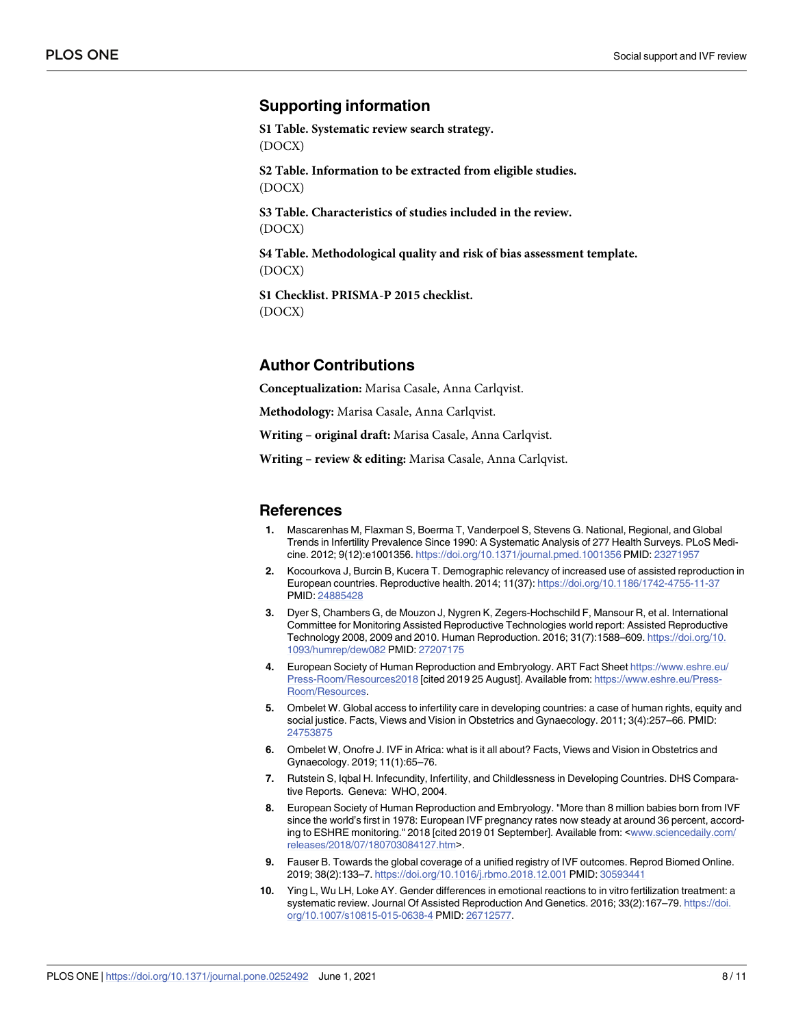## Supporting information

**S1 Table. Systematic review search strategy.**
(DOCX)

**S2 Table. Information to be extracted from eligible studies.**
(DOCX)

**S3 Table. Characteristics of studies included in the review.**
(DOCX)

**S4 Table. Methodological quality and risk of bias assessment template.**
(DOCX)

**S1 Checklist. PRISMA-P 2015 checklist.**
(DOCX)

## Author Contributions

**Conceptualization:** Marisa Casale, Anna Carlqvist.

**Methodology:** Marisa Casale, Anna Carlqvist.

**Writing – original draft:** Marisa Casale, Anna Carlqvist.

**Writing – review & editing:** Marisa Casale, Anna Carlqvist.

## References

1. Mascarenhas M, Flaxman S, Boerma T, Vanderpoel S, Stevens G. National, Regional, and Global Trends in Infertility Prevalence Since 1990: A Systematic Analysis of 277 Health Surveys. PLoS Medicine. 2012; 9(12):e1001356. https://doi.org/10.1371/journal.pmed.1001356 PMID: 23271957
2. Kocourkova J, Burcin B, Kucera T. Demographic relevancy of increased use of assisted reproduction in European countries. Reproductive health. 2014; 11(37): https://doi.org/10.1186/1742-4755-11-37 PMID: 24885428
3. Dyer S, Chambers G, de Mouzon J, Nygren K, Zegers-Hochschild F, Mansour R, et al. International Committee for Monitoring Assisted Reproductive Technologies world report: Assisted Reproductive Technology 2008, 2009 and 2010. Human Reproduction. 2016; 31(7):1588–609. https://doi.org/10.1093/humrep/dew082 PMID: 27207175
4. European Society of Human Reproduction and Embryology. ART Fact Sheet https://www.eshre.eu/Press-Room/Resources2018 [cited 2019 25 August]. Available from: https://www.eshre.eu/Press-Room/Resources.
5. Ombelet W. Global access to infertility care in developing countries: a case of human rights, equity and social justice. Facts, Views and Vision in Obstetrics and Gynaecology. 2011; 3(4):257–66. PMID: 24753875
6. Ombelet W, Onofre J. IVF in Africa: what is it all about? Facts, Views and Vision in Obstetrics and Gynaecology. 2019; 11(1):65–76.
7. Rutstein S, Iqbal H. Infecundity, Infertility, and Childlessness in Developing Countries. DHS Comparative Reports. Geneva: WHO, 2004.
8. European Society of Human Reproduction and Embryology. "More than 8 million babies born from IVF since the world's first in 1978: European IVF pregnancy rates now steady at around 36 percent, according to ESHRE monitoring." 2018 [cited 2019 01 September]. Available from: <www.sciencedaily.com/releases/2018/07/180703084127.htm>.
9. Fauser B. Towards the global coverage of a unified registry of IVF outcomes. Reprod Biomed Online. 2019; 38(2):133–7. https://doi.org/10.1016/j.rbmo.2018.12.001 PMID: 30593441
10. Ying L, Wu LH, Loke AY. Gender differences in emotional reactions to in vitro fertilization treatment: a systematic review. Journal Of Assisted Reproduction And Genetics. 2016; 33(2):167–79. https://doi.org/10.1007/s10815-015-0638-4 PMID: 26712577.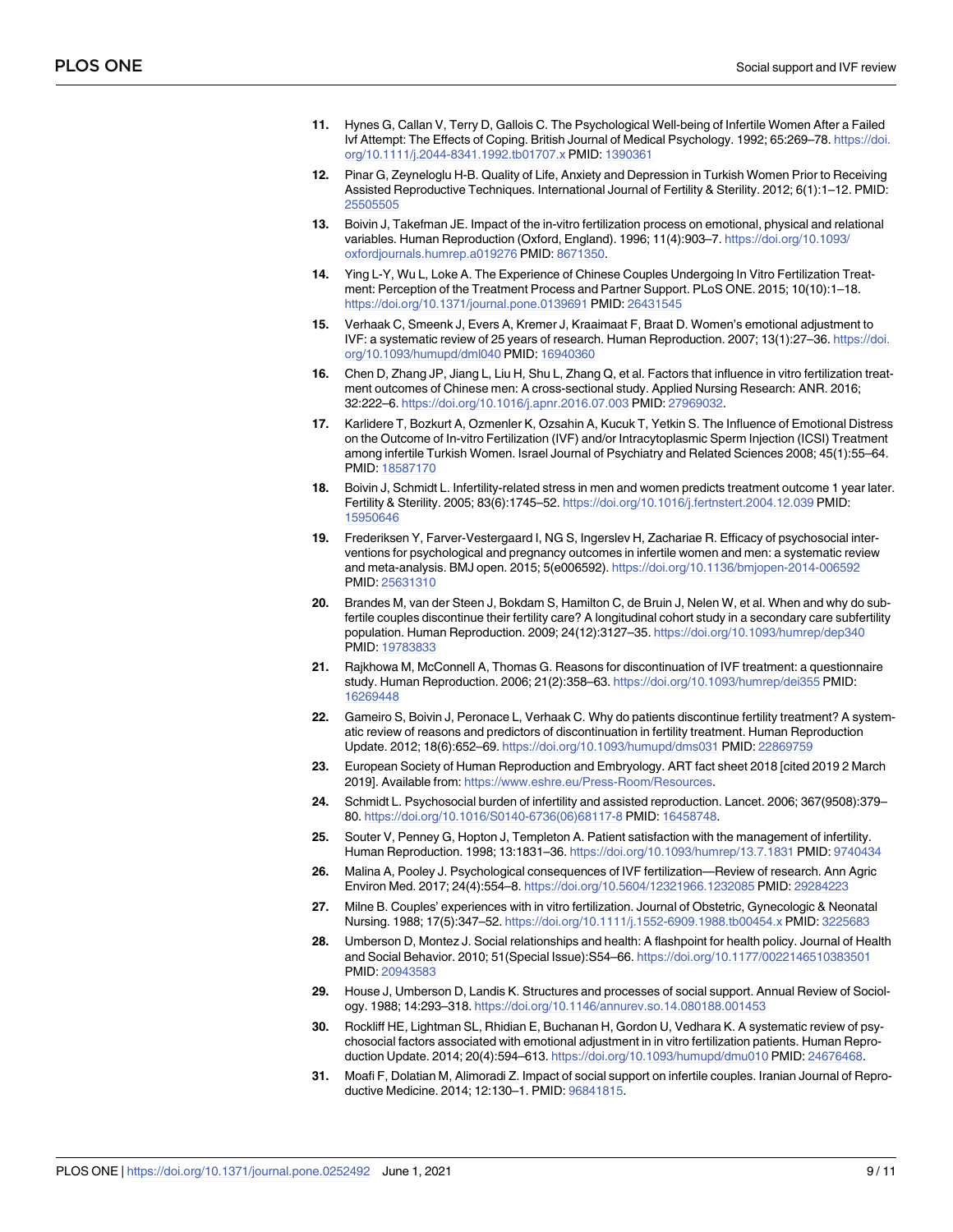11. Hynes G, Callan V, Terry D, Gallois C. The Psychological Well-being of Infertile Women After a Failed Ivf Attempt: The Effects of Coping. British Journal of Medical Psychology. 1992; 65:269–78. https://doi.org/10.1111/j.2044-8341.1992.tb01707.x PMID: 1390361

12. Pinar G, Zeyneloglu H-B. Quality of Life, Anxiety and Depression in Turkish Women Prior to Receiving Assisted Reproductive Techniques. International Journal of Fertility & Sterility. 2012; 6(1):1–12. PMID: 25505505

13. Boivin J, Takefman JE. Impact of the in-vitro fertilization process on emotional, physical and relational variables. Human Reproduction (Oxford, England). 1996; 11(4):903–7. https://doi.org/10.1093/oxfordjournals.humrep.a019276 PMID: 8671350.

14. Ying L-Y, Wu L, Loke A. The Experience of Chinese Couples Undergoing In Vitro Fertilization Treatment: Perception of the Treatment Process and Partner Support. PLoS ONE. 2015; 10(10):1–18. https://doi.org/10.1371/journal.pone.0139691 PMID: 26431545

15. Verhaak C, Smeenk J, Evers A, Kremer J, Kraaimaat F, Braat D. Women's emotional adjustment to IVF: a systematic review of 25 years of research. Human Reproduction. 2007; 13(1):27–36. https://doi.org/10.1093/humupd/dml040 PMID: 16940360

16. Chen D, Zhang JP, Jiang L, Liu H, Shu L, Zhang Q, et al. Factors that influence in vitro fertilization treatment outcomes of Chinese men: A cross-sectional study. Applied Nursing Research: ANR. 2016; 32:222–6. https://doi.org/10.1016/j.apnr.2016.07.003 PMID: 27969032.

17. Karlidere T, Bozkurt A, Ozmenler K, Ozsahin A, Kucuk T, Yetkin S. The Influence of Emotional Distress on the Outcome of In-vitro Fertilization (IVF) and/or Intracytoplasmic Sperm Injection (ICSI) Treatment among infertile Turkish Women. Israel Journal of Psychiatry and Related Sciences 2008; 45(1):55–64. PMID: 18587170

18. Boivin J, Schmidt L. Infertility-related stress in men and women predicts treatment outcome 1 year later. Fertility & Sterility. 2005; 83(6):1745–52. https://doi.org/10.1016/j.fertnstert.2004.12.039 PMID: 15950646

19. Frederiksen Y, Farver-Vestergaard I, NG S, Ingerslev H, Zachariae R. Efficacy of psychosocial interventions for psychological and pregnancy outcomes in infertile women and men: a systematic review and meta-analysis. BMJ open. 2015; 5(e006592). https://doi.org/10.1136/bmjopen-2014-006592 PMID: 25631310

20. Brandes M, van der Steen J, Bokdam S, Hamilton C, de Bruin J, Nelen W, et al. When and why do subfertile couples discontinue their fertility care? A longitudinal cohort study in a secondary care subfertility population. Human Reproduction. 2009; 24(12):3127–35. https://doi.org/10.1093/humrep/dep340 PMID: 19783833

21. Rajkhowa M, McConnell A, Thomas G. Reasons for discontinuation of IVF treatment: a questionnaire study. Human Reproduction. 2006; 21(2):358–63. https://doi.org/10.1093/humrep/dei355 PMID: 16269448

22. Gameiro S, Boivin J, Peronace L, Verhaak C. Why do patients discontinue fertility treatment? A systematic review of reasons and predictors of discontinuation in fertility treatment. Human Reproduction Update. 2012; 18(6):652–69. https://doi.org/10.1093/humupd/dms031 PMID: 22869759

23. European Society of Human Reproduction and Embryology. ART fact sheet 2018 [cited 2019 2 March 2019]. Available from: https://www.eshre.eu/Press-Room/Resources.

24. Schmidt L. Psychosocial burden of infertility and assisted reproduction. Lancet. 2006; 367(9508):379–80. https://doi.org/10.1016/S0140-6736(06)68117-8 PMID: 16458748.

25. Souter V, Penney G, Hopton J, Templeton A. Patient satisfaction with the management of infertility. Human Reproduction. 1998; 13:1831–36. https://doi.org/10.1093/humrep/13.7.1831 PMID: 9740434

26. Malina A, Pooley J. Psychological consequences of IVF fertilization—Review of research. Ann Agric Environ Med. 2017; 24(4):554–8. https://doi.org/10.5604/12321966.1232085 PMID: 29284223

27. Milne B. Couples' experiences with in vitro fertilization. Journal of Obstetric, Gynecologic & Neonatal Nursing. 1988; 17(5):347–52. https://doi.org/10.1111/j.1552-6909.1988.tb00454.x PMID: 3225683

28. Umberson D, Montez J. Social relationships and health: A flashpoint for health policy. Journal of Health and Social Behavior. 2010; 51(Special Issue):S54–66. https://doi.org/10.1177/0022146510383501 PMID: 20943583

29. House J, Umberson D, Landis K. Structures and processes of social support. Annual Review of Sociology. 1988; 14:293–318. https://doi.org/10.1146/annurev.so.14.080188.001453

30. Rockliff HE, Lightman SL, Rhidian E, Buchanan H, Gordon U, Vedhara K. A systematic review of psychosocial factors associated with emotional adjustment in in vitro fertilization patients. Human Reproduction Update. 2014; 20(4):594–613. https://doi.org/10.1093/humupd/dmu010 PMID: 24676468.

31. Moafi F, Dolatian M, Alimoradi Z. Impact of social support on infertile couples. Iranian Journal of Reproductive Medicine. 2014; 12:130–1. PMID: 96841815.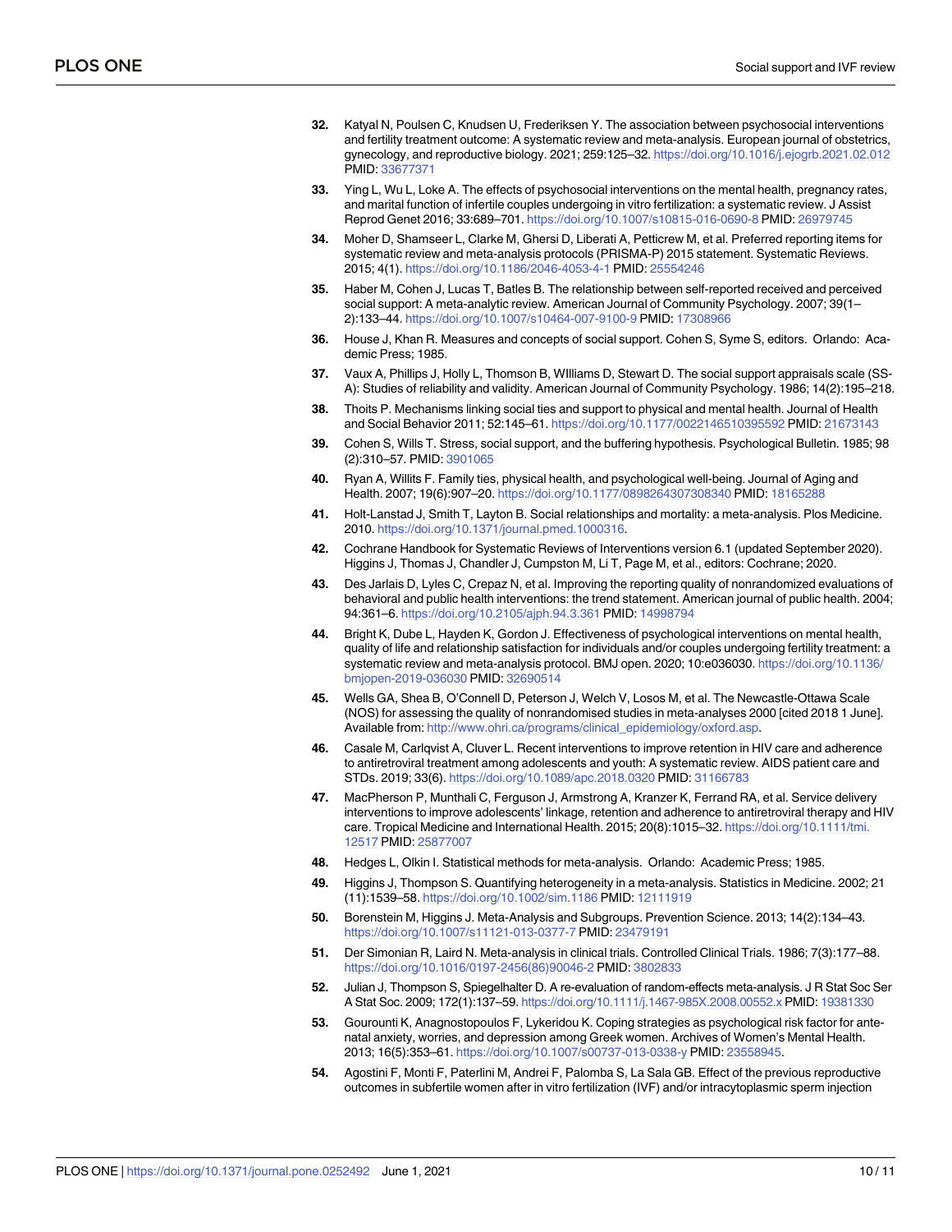32. Katyal N, Poulsen C, Knudsen U, Frederiksen Y. The association between psychosocial interventions and fertility treatment outcome: A systematic review and meta-analysis. European journal of obstetrics, gynecology, and reproductive biology. 2021; 259:125–32. https://doi.org/10.1016/j.ejogrb.2021.02.012 PMID: 33677371

33. Ying L, Wu L, Loke A. The effects of psychosocial interventions on the mental health, pregnancy rates, and marital function of infertile couples undergoing in vitro fertilization: a systematic review. J Assist Reprod Genet 2016; 33:689–701. https://doi.org/10.1007/s10815-016-0690-8 PMID: 26979745

34. Moher D, Shamseer L, Clarke M, Ghersi D, Liberati A, Petticrew M, et al. Preferred reporting items for systematic review and meta-analysis protocols (PRISMA-P) 2015 statement. Systematic Reviews. 2015; 4(1). https://doi.org/10.1186/2046-4053-4-1 PMID: 25554246

35. Haber M, Cohen J, Lucas T, Batles B. The relationship between self-reported received and perceived social support: A meta-analytic review. American Journal of Community Psychology. 2007; 39(1–2):133–44. https://doi.org/10.1007/s10464-007-9100-9 PMID: 17308966

36. House J, Khan R. Measures and concepts of social support. Cohen S, Syme S, editors. Orlando: Academic Press; 1985.

37. Vaux A, Phillips J, Holly L, Thomson B, WIlliams D, Stewart D. The social support appraisals scale (SS-A): Studies of reliability and validity. American Journal of Community Psychology. 1986; 14(2):195–218.

38. Thoits P. Mechanisms linking social ties and support to physical and mental health. Journal of Health and Social Behavior 2011; 52:145–61. https://doi.org/10.1177/0022146510395592 PMID: 21673143

39. Cohen S, Wills T. Stress, social support, and the buffering hypothesis. Psychological Bulletin. 1985; 98 (2):310–57. PMID: 3901065

40. Ryan A, Willits F. Family ties, physical health, and psychological well-being. Journal of Aging and Health. 2007; 19(6):907–20. https://doi.org/10.1177/0898264307308340 PMID: 18165288

41. Holt-Lanstad J, Smith T, Layton B. Social relationships and mortality: a meta-analysis. Plos Medicine. 2010. https://doi.org/10.1371/journal.pmed.1000316.

42. Cochrane Handbook for Systematic Reviews of Interventions version 6.1 (updated September 2020). Higgins J, Thomas J, Chandler J, Cumpston M, Li T, Page M, et al., editors: Cochrane; 2020.

43. Des Jarlais D, Lyles C, Crepaz N, et al. Improving the reporting quality of nonrandomized evaluations of behavioral and public health interventions: the trend statement. American journal of public health. 2004; 94:361–6. https://doi.org/10.2105/ajph.94.3.361 PMID: 14998794

44. Bright K, Dube L, Hayden K, Gordon J. Effectiveness of psychological interventions on mental health, quality of life and relationship satisfaction for individuals and/or couples undergoing fertility treatment: a systematic review and meta-analysis protocol. BMJ open. 2020; 10:e036030. https://doi.org/10.1136/bmjopen-2019-036030 PMID: 32690514

45. Wells GA, Shea B, O'Connell D, Peterson J, Welch V, Losos M, et al. The Newcastle-Ottawa Scale (NOS) for assessing the quality of nonrandomised studies in meta-analyses 2000 [cited 2018 1 June]. Available from: http://www.ohri.ca/programs/clinical_epidemiology/oxford.asp.

46. Casale M, Carlqvist A, Cluver L. Recent interventions to improve retention in HIV care and adherence to antiretroviral treatment among adolescents and youth: A systematic review. AIDS patient care and STDs. 2019; 33(6). https://doi.org/10.1089/apc.2018.0320 PMID: 31166783

47. MacPherson P, Munthali C, Ferguson J, Armstrong A, Kranzer K, Ferrand RA, et al. Service delivery interventions to improve adolescents' linkage, retention and adherence to antiretroviral therapy and HIV care. Tropical Medicine and International Health. 2015; 20(8):1015–32. https://doi.org/10.1111/tmi.12517 PMID: 25877007

48. Hedges L, Olkin I. Statistical methods for meta-analysis. Orlando: Academic Press; 1985.

49. Higgins J, Thompson S. Quantifying heterogeneity in a meta-analysis. Statistics in Medicine. 2002; 21 (11):1539–58. https://doi.org/10.1002/sim.1186 PMID: 12111919

50. Borenstein M, Higgins J. Meta-Analysis and Subgroups. Prevention Science. 2013; 14(2):134–43. https://doi.org/10.1007/s11121-013-0377-7 PMID: 23479191

51. Der Simonian R, Laird N. Meta-analysis in clinical trials. Controlled Clinical Trials. 1986; 7(3):177–88. https://doi.org/10.1016/0197-2456(86)90046-2 PMID: 3802833

52. Julian J, Thompson S, Spiegelhalter D. A re-evaluation of random-effects meta-analysis. J R Stat Soc Ser A Stat Soc. 2009; 172(1):137–59. https://doi.org/10.1111/j.1467-985X.2008.00552.x PMID: 19381330

53. Gourounti K, Anagnostopoulos F, Lykeridou K. Coping strategies as psychological risk factor for antenatal anxiety, worries, and depression among Greek women. Archives of Women's Mental Health. 2013; 16(5):353–61. https://doi.org/10.1007/s00737-013-0338-y PMID: 23558945.

54. Agostini F, Monti F, Paterlini M, Andrei F, Palomba S, La Sala GB. Effect of the previous reproductive outcomes in subfertile women after in vitro fertilization (IVF) and/or intracytoplasmic sperm injection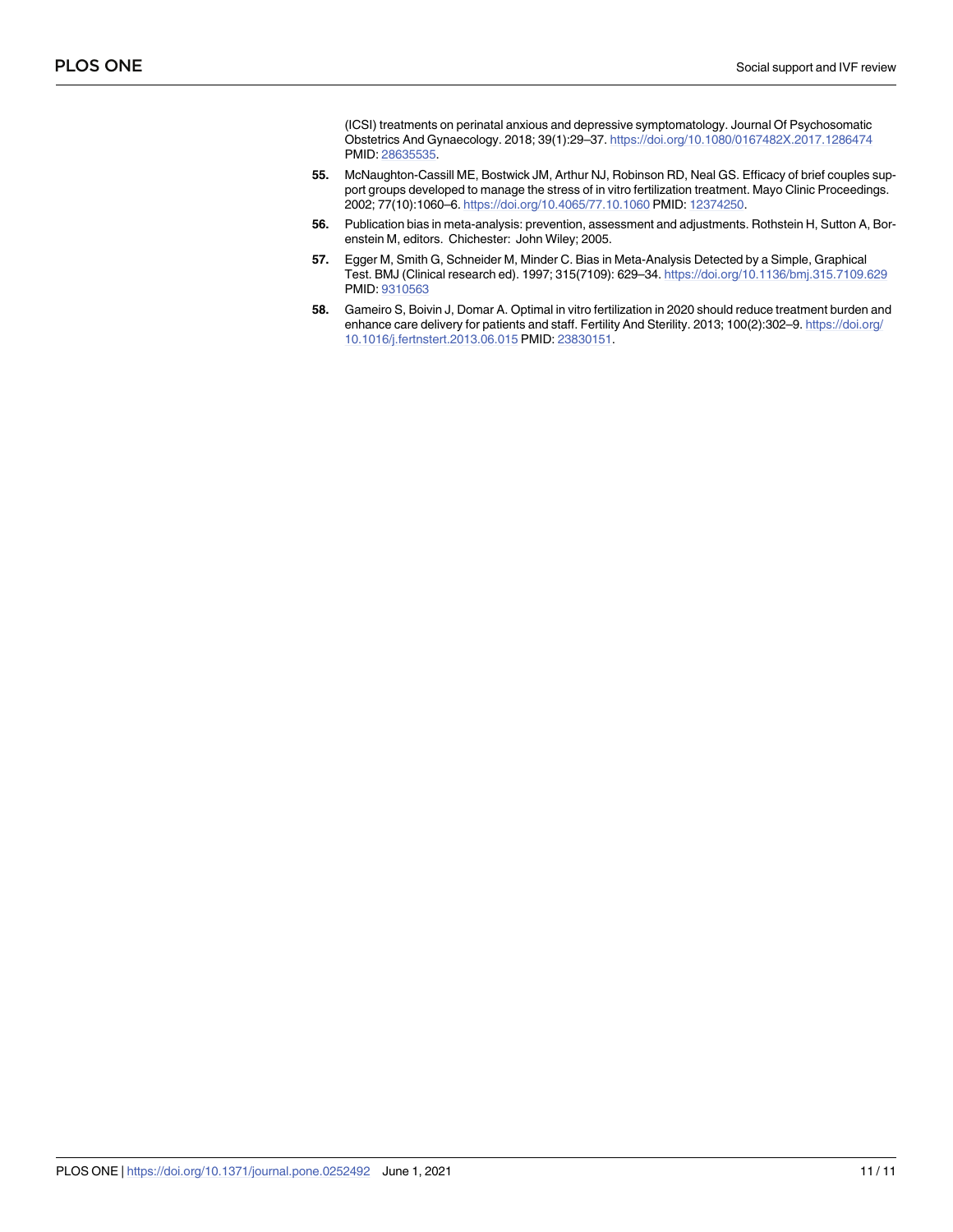(ICSI) treatments on perinatal anxious and depressive symptomatology. Journal Of Psychosomatic Obstetrics And Gynaecology. 2018; 39(1):29–37. https://doi.org/10.1080/0167482X.2017.1286474 PMID: 28635535.

55. McNaughton-Cassill ME, Bostwick JM, Arthur NJ, Robinson RD, Neal GS. Efficacy of brief couples support groups developed to manage the stress of in vitro fertilization treatment. Mayo Clinic Proceedings. 2002; 77(10):1060–6. https://doi.org/10.4065/77.10.1060 PMID: 12374250.

56. Publication bias in meta-analysis: prevention, assessment and adjustments. Rothstein H, Sutton A, Borenstein M, editors. Chichester: John Wiley; 2005.

57. Egger M, Smith G, Schneider M, Minder C. Bias in Meta-Analysis Detected by a Simple, Graphical Test. BMJ (Clinical research ed). 1997; 315(7109): 629–34. https://doi.org/10.1136/bmj.315.7109.629 PMID: 9310563

58. Gameiro S, Boivin J, Domar A. Optimal in vitro fertilization in 2020 should reduce treatment burden and enhance care delivery for patients and staff. Fertility And Sterility. 2013; 100(2):302–9. https://doi.org/10.1016/j.fertnstert.2013.06.015 PMID: 23830151.